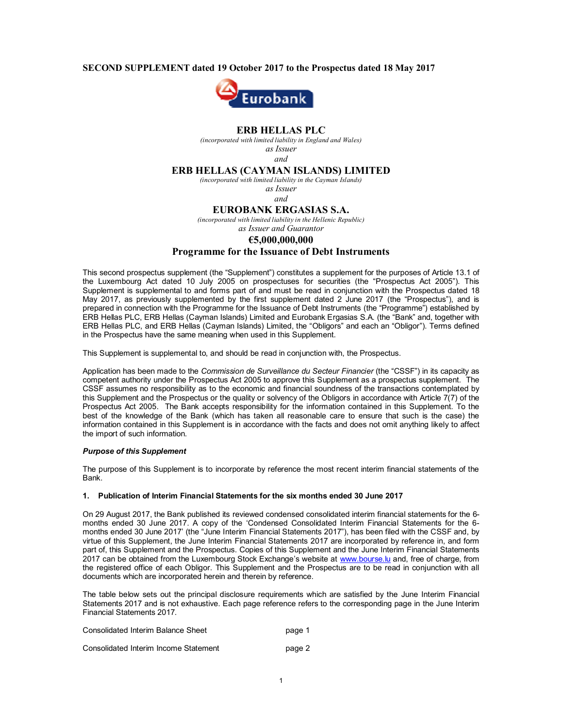**SECOND SUPPLEMENT dated 19 October 2017 to the Prospectus dated 18 May 2017**

# ERB HELLAS PLC

*(incorporated with limited liability in England and Wales)*

*as Issuer*

*and*

# ERB HELLAS (CAYMAN ISLANDS) LIMITED

*(incorporated with limited liability in the Cayman Islands)*

*as Issuer*

*and*

# EUROBANK ERGASIAS S.A.

*(incorporated with limited liability in the Hellenic Republic)*

*as Issuer and Guarantor*

## €5,000,000,000

## Programme for the Issuance of Debt Instruments

This second prospectus supplement (the "Supplement") constitutes a supplement for the purposes of Article 13.1 of the Luxembourg Act dated 10 July 2005 on prospectuses for securities (the "Prospectus Act 2005"). This Supplement is supplemental to and forms part of and must be read in conjunction with the Prospectus dated 18 May 2017, as previously supplemented by the first supplement dated 2 June 2017 (the "Prospectus"), and is prepared in connection with the Programme for the Issuance of Debt Instruments (the "Programme") established by ERB Hellas PLC, ERB Hellas (Cayman Islands) Limited and Eurobank Ergasias S.A. (the "Bank" and, together with ERB Hellas PLC, and ERB Hellas (Cayman Islands) Limited, the "Obligors" and each an "Obligor"). Terms defined in the Prospectus have the same meaning when used in this Supplement.

This Supplement is supplemental to, and should be read in conjunction with, the Prospectus.

Application has been made to the *Commission de Surveillance du Secteur Financier* (the "CSSF") in its capacity as competent authority under the Prospectus Act 2005 to approve this Supplement as a prospectus supplement. The CSSF assumes no responsibility as to the economic and financial soundness of the transactions contemplated by this Supplement and the Prospectus or the quality or solvency of the Obligors in accordance with Article 7(7) of the Prospectus Act 2005. The Bank accepts responsibility for the information contained in this Supplement. To the best of the knowledge of the Bank (which has taken all reasonable care to ensure that such is the case) the information contained in this Supplement is in accordance with the facts and does not omit anything likely to affect the import of such information.

***Purpose of this Supplement***

The purpose of this Supplement is to incorporate by reference the most recent interim financial statements of the Bank.

**1. Publication of Interim Financial Statements for the six months ended 30 June 2017**

On 29 August 2017, the Bank published its reviewed condensed consolidated interim financial statements for the 6-months ended 30 June 2017. A copy of the 'Condensed Consolidated Interim Financial Statements for the 6-months ended 30 June 2017' (the "June Interim Financial Statements 2017"), has been filed with the CSSF and, by virtue of this Supplement, the June Interim Financial Statements 2017 are incorporated by reference in, and form part of, this Supplement and the Prospectus. Copies of this Supplement and the June Interim Financial Statements 2017 can be obtained from the Luxembourg Stock Exchange's website at www.bourse.lu and, free of charge, from the registered office of each Obligor. This Supplement and the Prospectus are to be read in conjunction with all documents which are incorporated herein and therein by reference.

The table below sets out the principal disclosure requirements which are satisfied by the June Interim Financial Statements 2017 and is not exhaustive. Each page reference refers to the corresponding page in the June Interim Financial Statements 2017.

| | |
|---|---|
| Consolidated Interim Balance Sheet | page 1 |
| Consolidated Interim Income Statement | page 2 |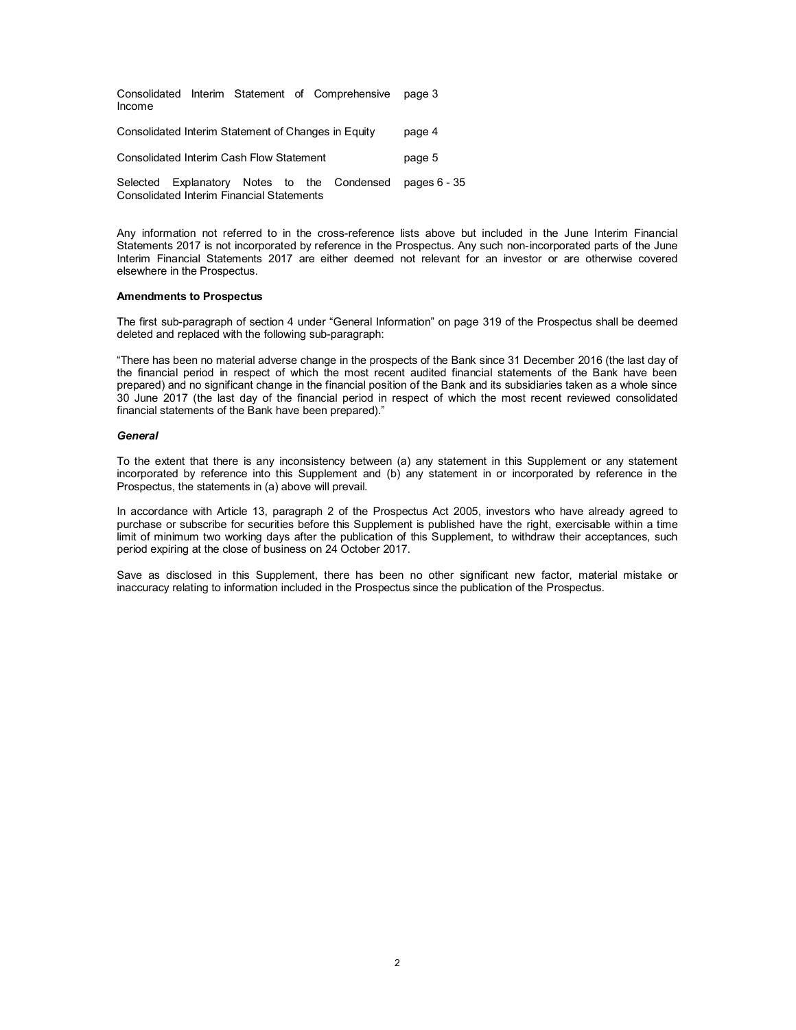| | |
|---|---|
| Consolidated Interim Statement of Comprehensive Income | page 3 |
| Consolidated Interim Statement of Changes in Equity | page 4 |
| Consolidated Interim Cash Flow Statement | page 5 |
| Selected Explanatory Notes to the Condensed Consolidated Interim Financial Statements | pages 6 - 35 |

Any information not referred to in the cross-reference lists above but included in the June Interim Financial Statements 2017 is not incorporated by reference in the Prospectus. Any such non-incorporated parts of the June Interim Financial Statements 2017 are either deemed not relevant for an investor or are otherwise covered elsewhere in the Prospectus.

**Amendments to Prospectus**

The first sub-paragraph of section 4 under "General Information" on page 319 of the Prospectus shall be deemed deleted and replaced with the following sub-paragraph:

"There has been no material adverse change in the prospects of the Bank since 31 December 2016 (the last day of the financial period in respect of which the most recent audited financial statements of the Bank have been prepared) and no significant change in the financial position of the Bank and its subsidiaries taken as a whole since 30 June 2017 (the last day of the financial period in respect of which the most recent reviewed consolidated financial statements of the Bank have been prepared)."

***General***

To the extent that there is any inconsistency between (a) any statement in this Supplement or any statement incorporated by reference into this Supplement and (b) any statement in or incorporated by reference in the Prospectus, the statements in (a) above will prevail.

In accordance with Article 13, paragraph 2 of the Prospectus Act 2005, investors who have already agreed to purchase or subscribe for securities before this Supplement is published have the right, exercisable within a time limit of minimum two working days after the publication of this Supplement, to withdraw their acceptances, such period expiring at the close of business on 24 October 2017.

Save as disclosed in this Supplement, there has been no other significant new factor, material mistake or inaccuracy relating to information included in the Prospectus since the publication of the Prospectus.